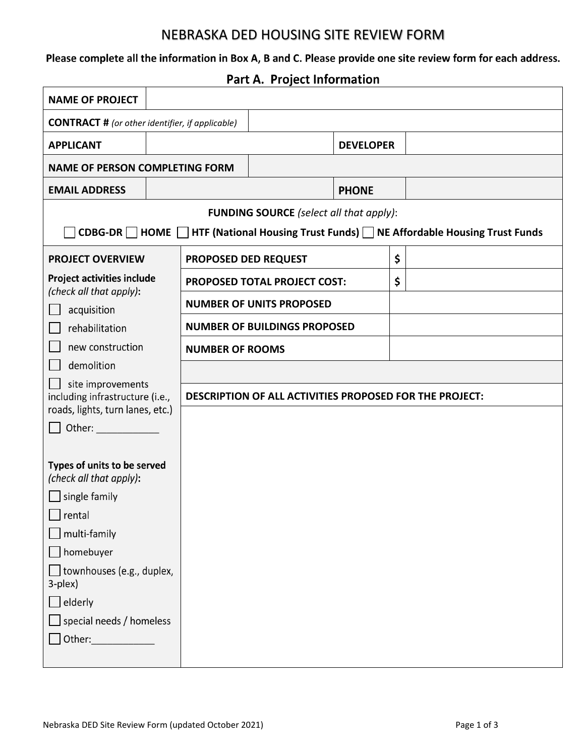# NEBRASKA DED HOUSING SITE REVIEW FORM

**Please complete all the information in Box A, B and C. Please provide one site review form for each address.**

## Part A. Project Information

| | | | |
|---|---|---|---|
| **NAME OF PROJECT** | | | |
| **CONTRACT #** *(or other identifier, if applicable)* | | | |
| **APPLICANT** | | **DEVELOPER** | |
| **NAME OF PERSON COMPLETING FORM** | | | |
| **EMAIL ADDRESS** | | **PHONE** | |

**FUNDING SOURCE** *(select all that apply)*:

☐ **CDBG-DR** ☐ **HOME** ☐ **HTF (National Housing Trust Funds)** ☐ **NE Affordable Housing Trust Funds**

| **PROJECT OVERVIEW** | | |
|---|---|---|
| | **PROPOSED DED REQUEST** | $ |
| | **PROPOSED TOTAL PROJECT COST:** | $ |
| | **NUMBER OF UNITS PROPOSED** | |
| | **NUMBER OF BUILDINGS PROPOSED** | |
| | **NUMBER OF ROOMS** | |

**Project activities include** *(check all that apply)*:

- ☐ acquisition
- ☐ rehabilitation
- ☐ new construction
- ☐ demolition
- ☐ site improvements including infrastructure (i.e., roads, lights, turn lanes, etc.)
- ☐ Other: ____________

**Types of units to be served** *(check all that apply)*:

- ☐ single family
- ☐ rental
- ☐ multi-family
- ☐ homebuyer
- ☐ townhouses (e.g., duplex, 3-plex)
- ☐ elderly
- ☐ special needs / homeless
- ☐ Other:____________

**DESCRIPTION OF ALL ACTIVITIES PROPOSED FOR THE PROJECT:**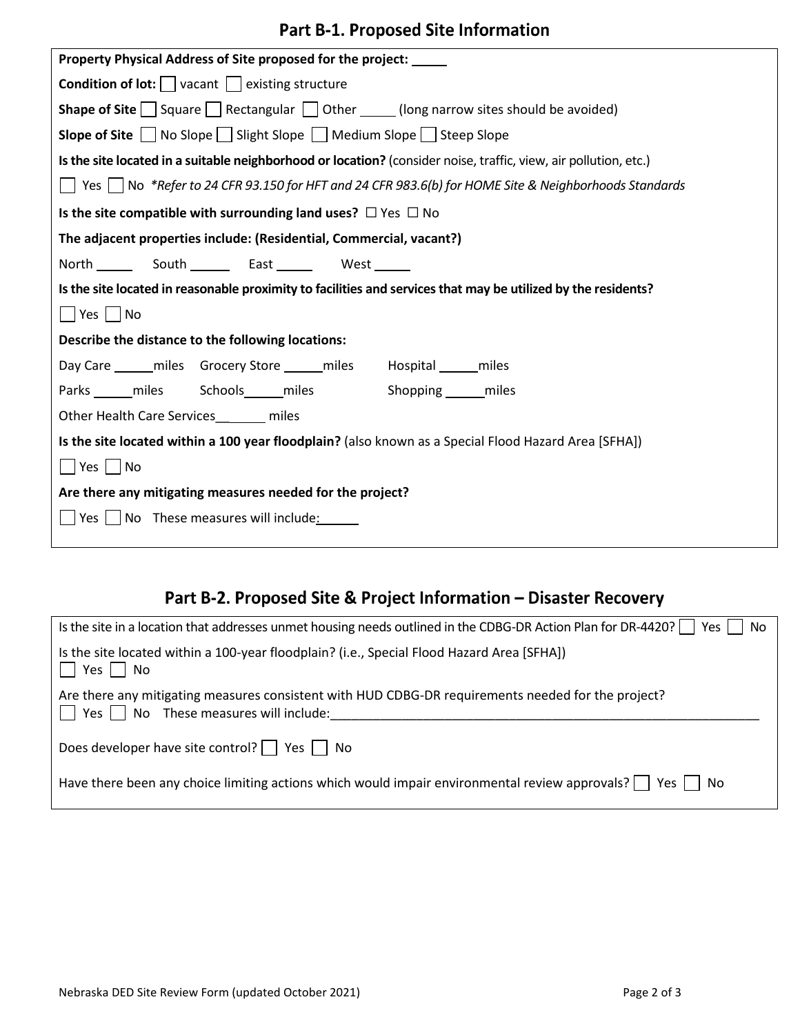## Part B-1. Proposed Site Information

**Property Physical Address of Site proposed for the project:** _____

**Condition of lot:** ☐ vacant ☐ existing structure

**Shape of Site** ☐ Square ☐ Rectangular ☐ Other _____ (long narrow sites should be avoided)

**Slope of Site** ☐ No Slope ☐ Slight Slope ☐ Medium Slope ☐ Steep Slope

**Is the site located in a suitable neighborhood or location?** (consider noise, traffic, view, air pollution, etc.)

☐ Yes ☐ No *\*Refer to 24 CFR 93.150 for HFT and 24 CFR 983.6(b) for HOME Site & Neighborhoods Standards*

**Is the site compatible with surrounding land uses?** ☐ Yes ☐ No

**The adjacent properties include: (Residential, Commercial, vacant?)**

North _____ South _____ East _____ West _____

**Is the site located in reasonable proximity to facilities and services that may be utilized by the residents?**

☐ Yes ☐ No

**Describe the distance to the following locations:**

Day Care _____miles Grocery Store _____miles Hospital _____miles

Parks _____miles Schools_____miles Shopping _____miles

Other Health Care Services_______ miles

**Is the site located within a 100 year floodplain?** (also known as a Special Flood Hazard Area [SFHA])

☐ Yes ☐ No

**Are there any mitigating measures needed for the project?**

☐ Yes ☐ No These measures will include:_____

## Part B-2. Proposed Site & Project Information – Disaster Recovery

Is the site in a location that addresses unmet housing needs outlined in the CDBG-DR Action Plan for DR-4420? ☐ Yes ☐ No

Is the site located within a 100-year floodplain? (i.e., Special Flood Hazard Area [SFHA])
☐ Yes ☐ No

Are there any mitigating measures consistent with HUD CDBG-DR requirements needed for the project?
☐ Yes ☐ No These measures will include:______________________________________________________________

Does developer have site control? ☐ Yes ☐ No

Have there been any choice limiting actions which would impair environmental review approvals? ☐ Yes ☐ No

Nebraska DED Site Review Form (updated October 2021)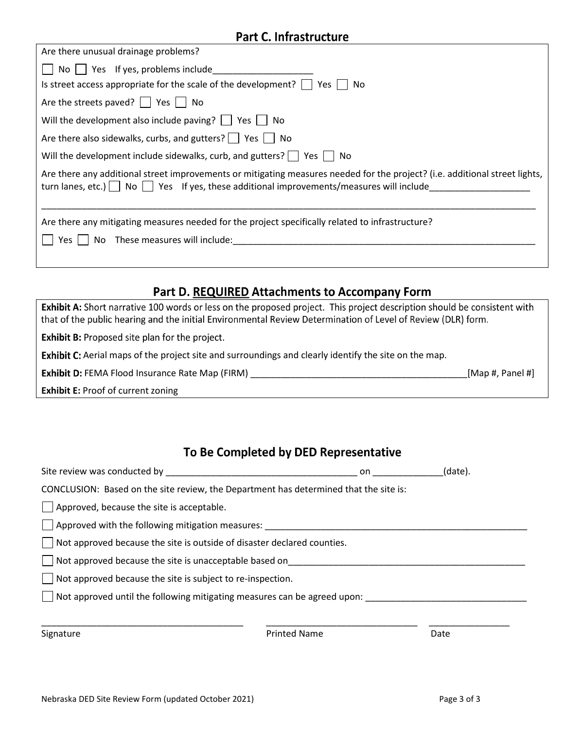## Part C. Infrastructure

Are there unusual drainage problems?

☐ No ☐ Yes If yes, problems include____________________

Is street access appropriate for the scale of the development? ☐ Yes ☐ No

Are the streets paved? ☐ Yes ☐ No

Will the development also include paving? ☐ Yes ☐ No

Are there also sidewalks, curbs, and gutters? ☐ Yes ☐ No

Will the development include sidewalks, curb, and gutters? ☐ Yes ☐ No

Are there any additional street improvements or mitigating measures needed for the project? (i.e. additional street lights, turn lanes, etc.) ☐ No ☐ Yes If yes, these additional improvements/measures will include____________________

______________________________________________________________________________________________

Are there any mitigating measures needed for the project specifically related to infrastructure?

☐ Yes ☐ No These measures will include:_______________________________________________________________

## Part D. REQUIRED Attachments to Accompany Form

**Exhibit A:** Short narrative 100 words or less on the proposed project. This project description should be consistent with that of the public hearing and the initial Environmental Review Determination of Level of Review (DLR) form.

**Exhibit B:** Proposed site plan for the project.

**Exhibit C:** Aerial maps of the project site and surroundings and clearly identify the site on the map.

**Exhibit D:** FEMA Flood Insurance Rate Map (FIRM) ____________________________________________[Map #, Panel #]

**Exhibit E:** Proof of current zoning

## To Be Completed by DED Representative

Site review was conducted by ______________________________________ on ______________(date).

CONCLUSION: Based on the site review, the Department has determined that the site is:

☐ Approved, because the site is acceptable.

☐ Approved with the following mitigation measures: _______________________________________________________

☐ Not approved because the site is outside of disaster declared counties.

☐ Not approved because the site is unacceptable based on_________________________________________________

☐ Not approved because the site is subject to re-inspection.

☐ Not approved until the following mitigating measures can be agreed upon: ________________________________

_________________________________________ _______________________________ ________________

Signature                                                                 Printed Name                                        Date

Nebraska DED Site Review Form (updated October 2021)